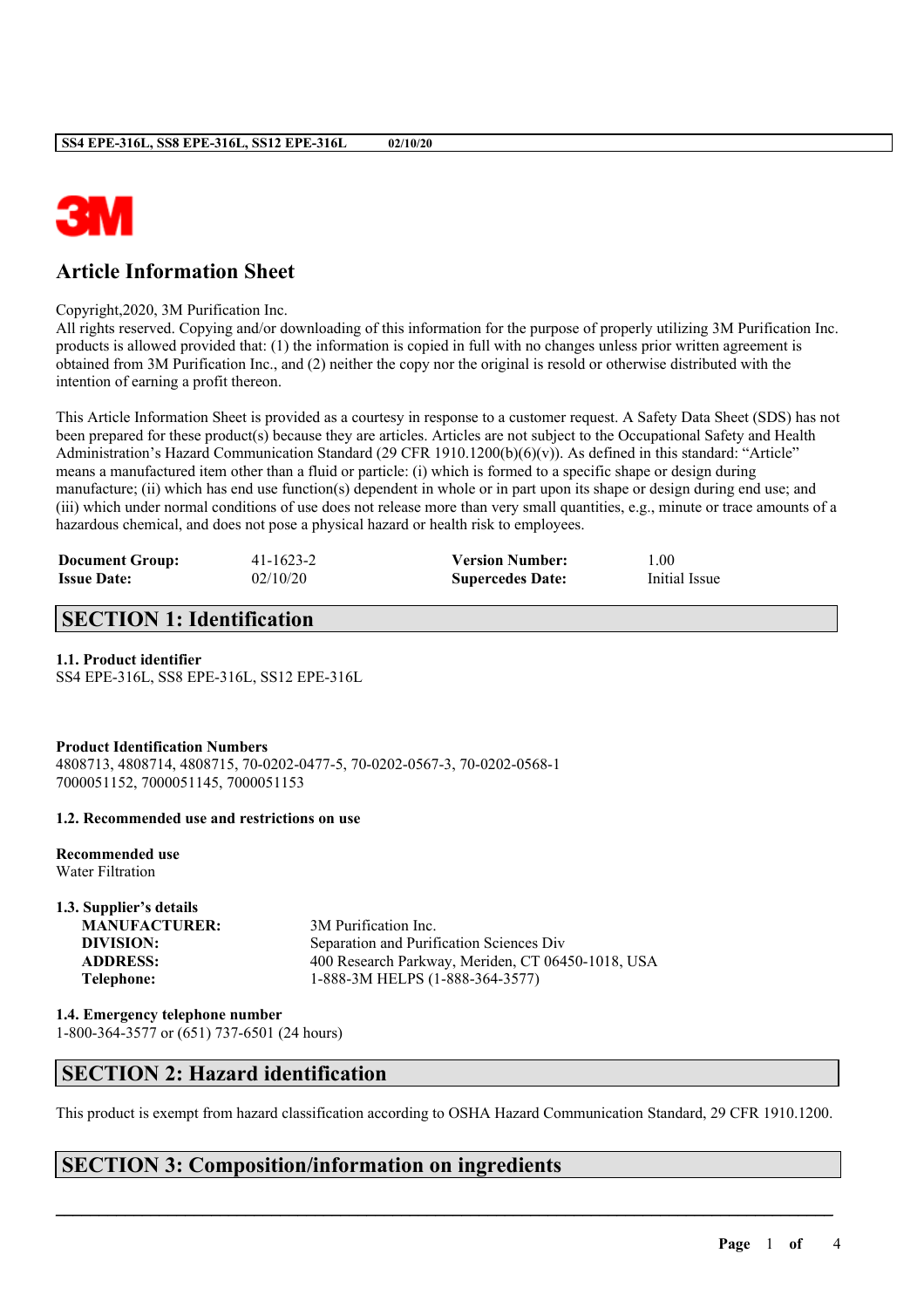# Article Information Sheet

Copyright,2020, 3M Purification Inc.
All rights reserved. Copying and/or downloading of this information for the purpose of properly utilizing 3M Purification Inc. products is allowed provided that: (1) the information is copied in full with no changes unless prior written agreement is obtained from 3M Purification Inc., and (2) neither the copy nor the original is resold or otherwise distributed with the intention of earning a profit thereon.

This Article Information Sheet is provided as a courtesy in response to a customer request. A Safety Data Sheet (SDS) has not been prepared for these product(s) because they are articles. Articles are not subject to the Occupational Safety and Health Administration's Hazard Communication Standard (29 CFR 1910.1200(b)(6)(v)). As defined in this standard: "Article" means a manufactured item other than a fluid or particle: (i) which is formed to a specific shape or design during manufacture; (ii) which has end use function(s) dependent in whole or in part upon its shape or design during end use; and (iii) which under normal conditions of use does not release more than very small quantities, e.g., minute or trace amounts of a hazardous chemical, and does not pose a physical hazard or health risk to employees.

| | | | |
|---|---|---|---|
| **Document Group:** | 41-1623-2 | **Version Number:** | 1.00 |
| **Issue Date:** | 02/10/20 | **Supercedes Date:** | Initial Issue |

## SECTION 1: Identification

**1.1. Product identifier**
SS4 EPE-316L, SS8 EPE-316L, SS12 EPE-316L

**Product Identification Numbers**
4808713, 4808714, 4808715, 70-0202-0477-5, 70-0202-0567-3, 70-0202-0568-1
7000051152, 7000051145, 7000051153

**1.2. Recommended use and restrictions on use**

**Recommended use**
Water Filtration

**1.3. Supplier's details**

| | |
|---|---|
| **MANUFACTURER:** | 3M Purification Inc. |
| **DIVISION:** | Separation and Purification Sciences Div |
| **ADDRESS:** | 400 Research Parkway, Meriden, CT 06450-1018, USA |
| **Telephone:** | 1-888-3M HELPS (1-888-364-3577) |

**1.4. Emergency telephone number**
1-800-364-3577 or (651) 737-6501 (24 hours)

## SECTION 2: Hazard identification

This product is exempt from hazard classification according to OSHA Hazard Communication Standard, 29 CFR 1910.1200.

## SECTION 3: Composition/information on ingredients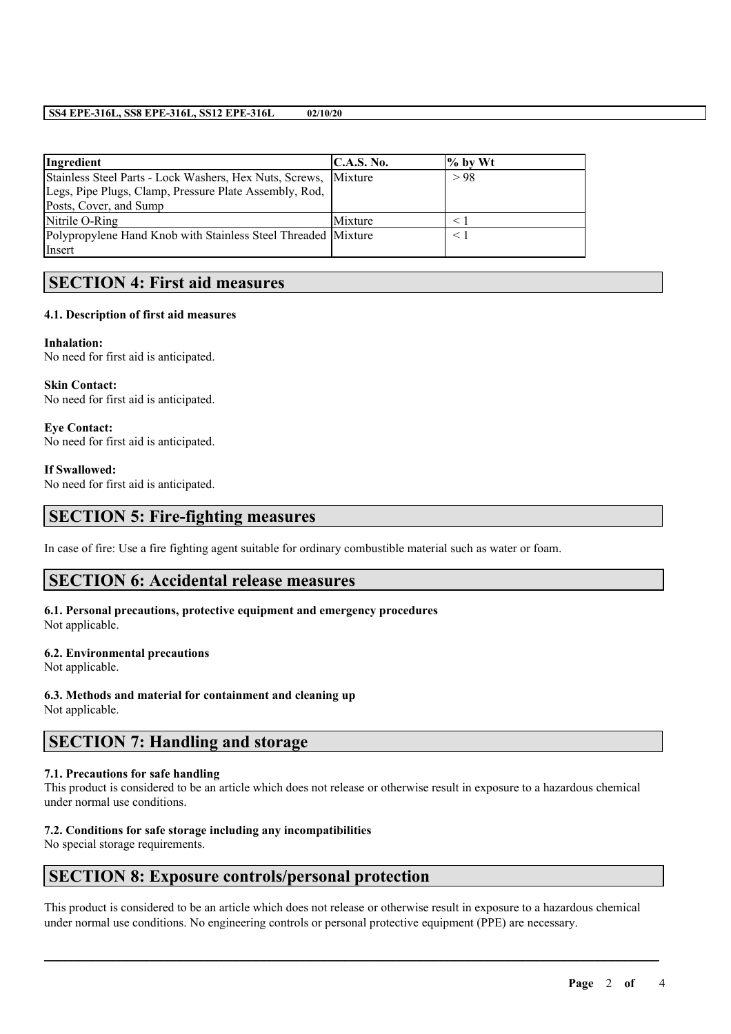| Ingredient | C.A.S. No. | % by Wt |
| --- | --- | --- |
| Stainless Steel Parts - Lock Washers, Hex Nuts, Screws, Legs, Pipe Plugs, Clamp, Pressure Plate Assembly, Rod, Posts, Cover, and Sump | Mixture | > 98 |
| Nitrile O-Ring | Mixture | < 1 |
| Polypropylene Hand Knob with Stainless Steel Threaded Insert | Mixture | < 1 |

## SECTION 4: First aid measures

### 4.1. Description of first aid measures

**Inhalation:**
No need for first aid is anticipated.

**Skin Contact:**
No need for first aid is anticipated.

**Eye Contact:**
No need for first aid is anticipated.

**If Swallowed:**
No need for first aid is anticipated.

## SECTION 5: Fire-fighting measures

In case of fire: Use a fire fighting agent suitable for ordinary combustible material such as water or foam.

## SECTION 6: Accidental release measures

### 6.1. Personal precautions, protective equipment and emergency procedures
Not applicable.

### 6.2. Environmental precautions
Not applicable.

### 6.3. Methods and material for containment and cleaning up
Not applicable.

## SECTION 7: Handling and storage

### 7.1. Precautions for safe handling
This product is considered to be an article which does not release or otherwise result in exposure to a hazardous chemical under normal use conditions.

### 7.2. Conditions for safe storage including any incompatibilities
No special storage requirements.

## SECTION 8: Exposure controls/personal protection

This product is considered to be an article which does not release or otherwise result in exposure to a hazardous chemical under normal use conditions. No engineering controls or personal protective equipment (PPE) are necessary.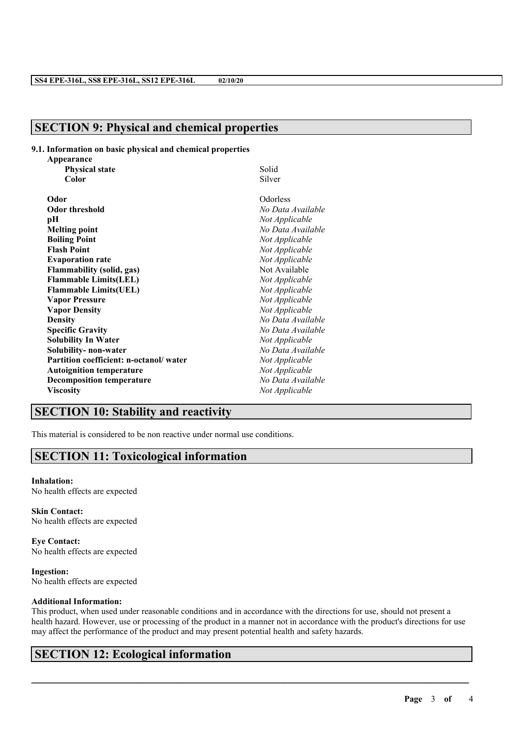## SECTION 9: Physical and chemical properties

### 9.1. Information on basic physical and chemical properties

| Property | Value |
|---|---|
| **Appearance** | |
| **Physical state** | Solid |
| **Color** | Silver |
| **Odor** | Odorless |
| **Odor threshold** | *No Data Available* |
| **pH** | *Not Applicable* |
| **Melting point** | *No Data Available* |
| **Boiling Point** | *Not Applicable* |
| **Flash Point** | *Not Applicable* |
| **Evaporation rate** | *Not Applicable* |
| **Flammability (solid, gas)** | Not Available |
| **Flammable Limits(LEL)** | *Not Applicable* |
| **Flammable Limits(UEL)** | *Not Applicable* |
| **Vapor Pressure** | *Not Applicable* |
| **Vapor Density** | *Not Applicable* |
| **Density** | *No Data Available* |
| **Specific Gravity** | *No Data Available* |
| **Solubility In Water** | *Not Applicable* |
| **Solubility- non-water** | *No Data Available* |
| **Partition coefficient: n-octanol/ water** | *Not Applicable* |
| **Autoignition temperature** | *Not Applicable* |
| **Decomposition temperature** | *No Data Available* |
| **Viscosity** | *Not Applicable* |

## SECTION 10: Stability and reactivity

This material is considered to be non reactive under normal use conditions.

## SECTION 11: Toxicological information

**Inhalation:**
No health effects are expected

**Skin Contact:**
No health effects are expected

**Eye Contact:**
No health effects are expected

**Ingestion:**
No health effects are expected

**Additional Information:**
This product, when used under reasonable conditions and in accordance with the directions for use, should not present a health hazard. However, use or processing of the product in a manner not in accordance with the product's directions for use may affect the performance of the product and may present potential health and safety hazards.

## SECTION 12: Ecological information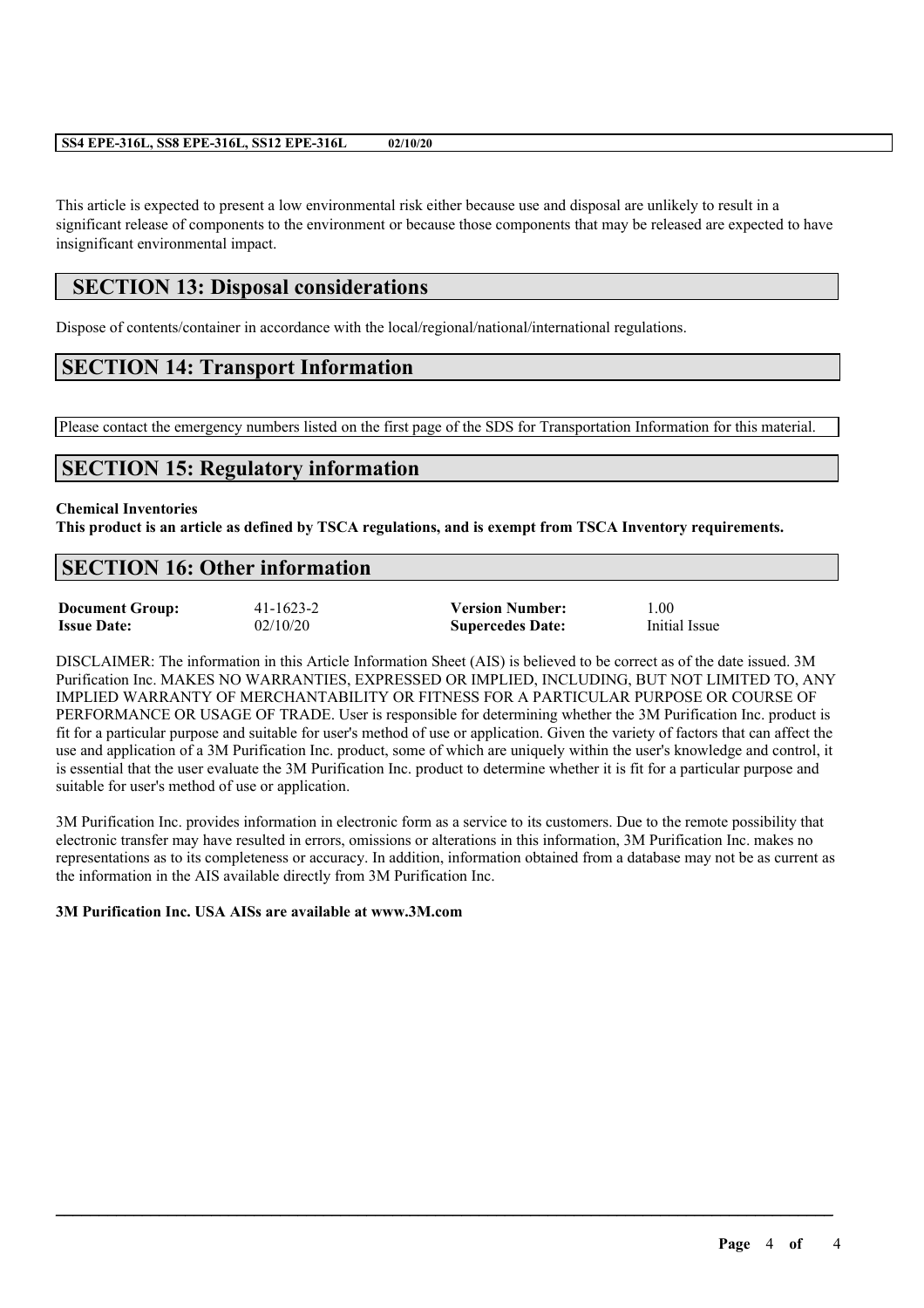This article is expected to present a low environmental risk either because use and disposal are unlikely to result in a significant release of components to the environment or because those components that may be released are expected to have insignificant environmental impact.

## SECTION 13: Disposal considerations

Dispose of contents/container in accordance with the local/regional/national/international regulations.

## SECTION 14: Transport Information

Please contact the emergency numbers listed on the first page of the SDS for Transportation Information for this material.

## SECTION 15: Regulatory information

**Chemical Inventories**

**This product is an article as defined by TSCA regulations, and is exempt from TSCA Inventory requirements.**

## SECTION 16: Other information

| | | | |
|---|---|---|---|
| **Document Group:** | 41-1623-2 | **Version Number:** | 1.00 |
| **Issue Date:** | 02/10/20 | **Supercedes Date:** | Initial Issue |

DISCLAIMER: The information in this Article Information Sheet (AIS) is believed to be correct as of the date issued. 3M Purification Inc. MAKES NO WARRANTIES, EXPRESSED OR IMPLIED, INCLUDING, BUT NOT LIMITED TO, ANY IMPLIED WARRANTY OF MERCHANTABILITY OR FITNESS FOR A PARTICULAR PURPOSE OR COURSE OF PERFORMANCE OR USAGE OF TRADE. User is responsible for determining whether the 3M Purification Inc. product is fit for a particular purpose and suitable for user's method of use or application. Given the variety of factors that can affect the use and application of a 3M Purification Inc. product, some of which are uniquely within the user's knowledge and control, it is essential that the user evaluate the 3M Purification Inc. product to determine whether it is fit for a particular purpose and suitable for user's method of use or application.

3M Purification Inc. provides information in electronic form as a service to its customers. Due to the remote possibility that electronic transfer may have resulted in errors, omissions or alterations in this information, 3M Purification Inc. makes no representations as to its completeness or accuracy. In addition, information obtained from a database may not be as current as the information in the AIS available directly from 3M Purification Inc.

**3M Purification Inc. USA AISs are available at www.3M.com**